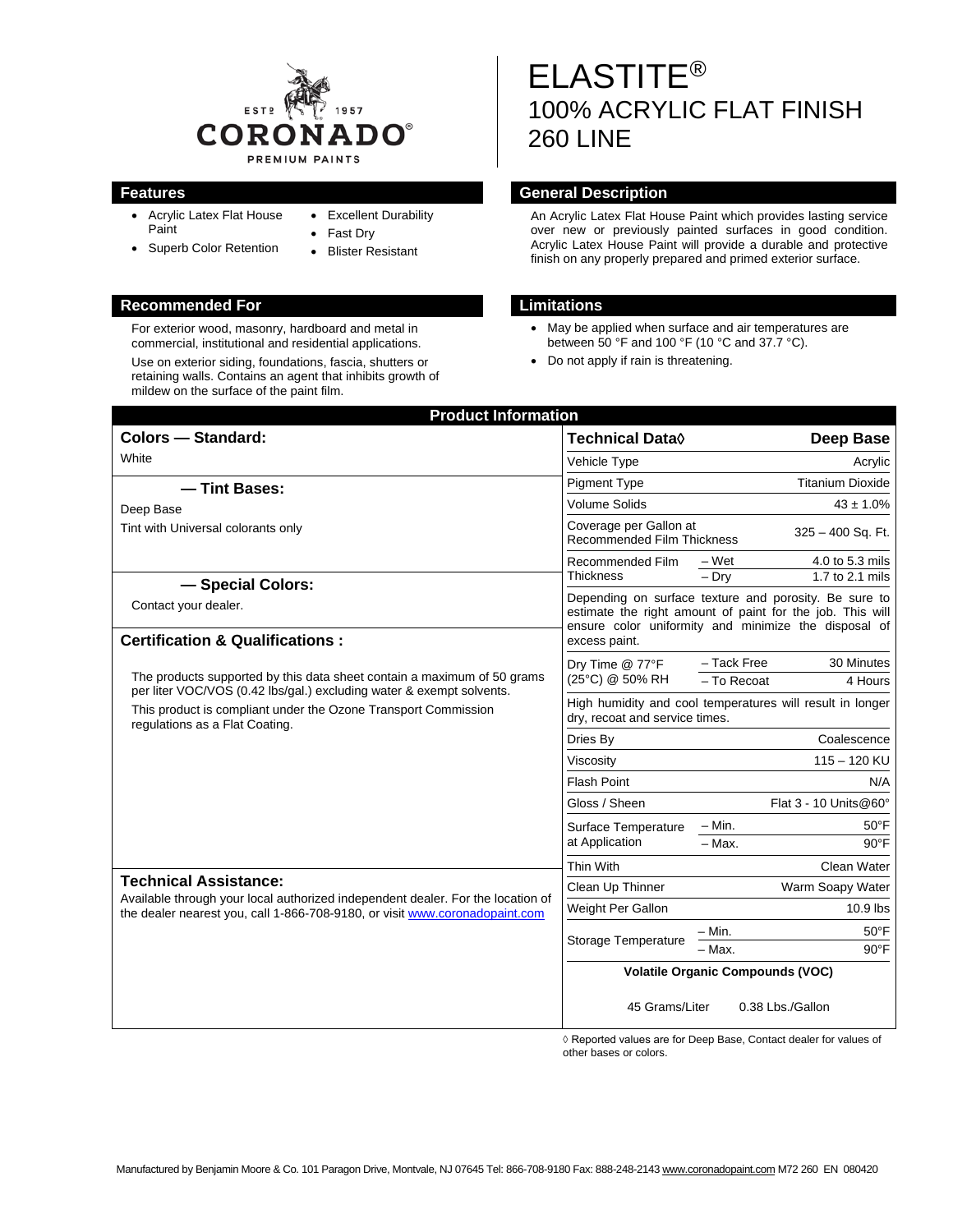EST. 1957
CORONADO®
PREMIUM PAINTS

# ELASTITE®
## 100% ACRYLIC FLAT FINISH
## 260 LINE

## Features

- Acrylic Latex Flat House Paint
- Superb Color Retention
- Excellent Durability
- Fast Dry
- Blister Resistant

## General Description

An Acrylic Latex Flat House Paint which provides lasting service over new or previously painted surfaces in good condition. Acrylic Latex House Paint will provide a durable and protective finish on any properly prepared and primed exterior surface.

## Recommended For

For exterior wood, masonry, hardboard and metal in commercial, institutional and residential applications.

Use on exterior siding, foundations, fascia, shutters or retaining walls. Contains an agent that inhibits growth of mildew on the surface of the paint film.

## Limitations

- May be applied when surface and air temperatures are between 50 °F and 100 °F (10 °C and 37.7 °C).
- Do not apply if rain is threatening.

## Product Information

### Colors — Standard:

White

### — Tint Bases:

Deep Base

Tint with Universal colorants only

### — Special Colors:

Contact your dealer.

### Certification & Qualifications :

The products supported by this data sheet contain a maximum of 50 grams per liter VOC/VOS (0.42 lbs/gal.) excluding water & exempt solvents.

This product is compliant under the Ozone Transport Commission regulations as a Flat Coating.

### Technical Assistance:

Available through your local authorized independent dealer. For the location of the dealer nearest you, call 1-866-708-9180, or visit www.coronadopaint.com

| Technical Data◊ | | Deep Base |
|---|---|---|
| Vehicle Type | | Acrylic |
| Pigment Type | | Titanium Dioxide |
| Volume Solids | | 43 ± 1.0% |
| Coverage per Gallon at Recommended Film Thickness | | 325 – 400 Sq. Ft. |
| Recommended Film Thickness | – Wet | 4.0 to 5.3 mils |
| | – Dry | 1.7 to 2.1 mils |
| Depending on surface texture and porosity. Be sure to estimate the right amount of paint for the job. This will ensure color uniformity and minimize the disposal of excess paint. | | |
| Dry Time @ 77°F (25°C) @ 50% RH | – Tack Free | 30 Minutes |
| | – To Recoat | 4 Hours |
| High humidity and cool temperatures will result in longer dry, recoat and service times. | | |
| Dries By | | Coalescence |
| Viscosity | | 115 – 120 KU |
| Flash Point | | N/A |
| Gloss / Sheen | | Flat 3 - 10 Units@60° |
| Surface Temperature at Application | – Min. | 50°F |
| | – Max. | 90°F |
| Thin With | | Clean Water |
| Clean Up Thinner | | Warm Soapy Water |
| Weight Per Gallon | | 10.9 lbs |
| Storage Temperature | – Min. | 50°F |
| | – Max. | 90°F |
| Volatile Organic Compounds (VOC) | | |
| 45 Grams/Liter | | 0.38 Lbs./Gallon |

◊ Reported values are for Deep Base, Contact dealer for values of other bases or colors.

Manufactured by Benjamin Moore & Co. 101 Paragon Drive, Montvale, NJ 07645 Tel: 866-708-9180 Fax: 888-248-2143 www.coronadopaint.com M72 260 EN 080420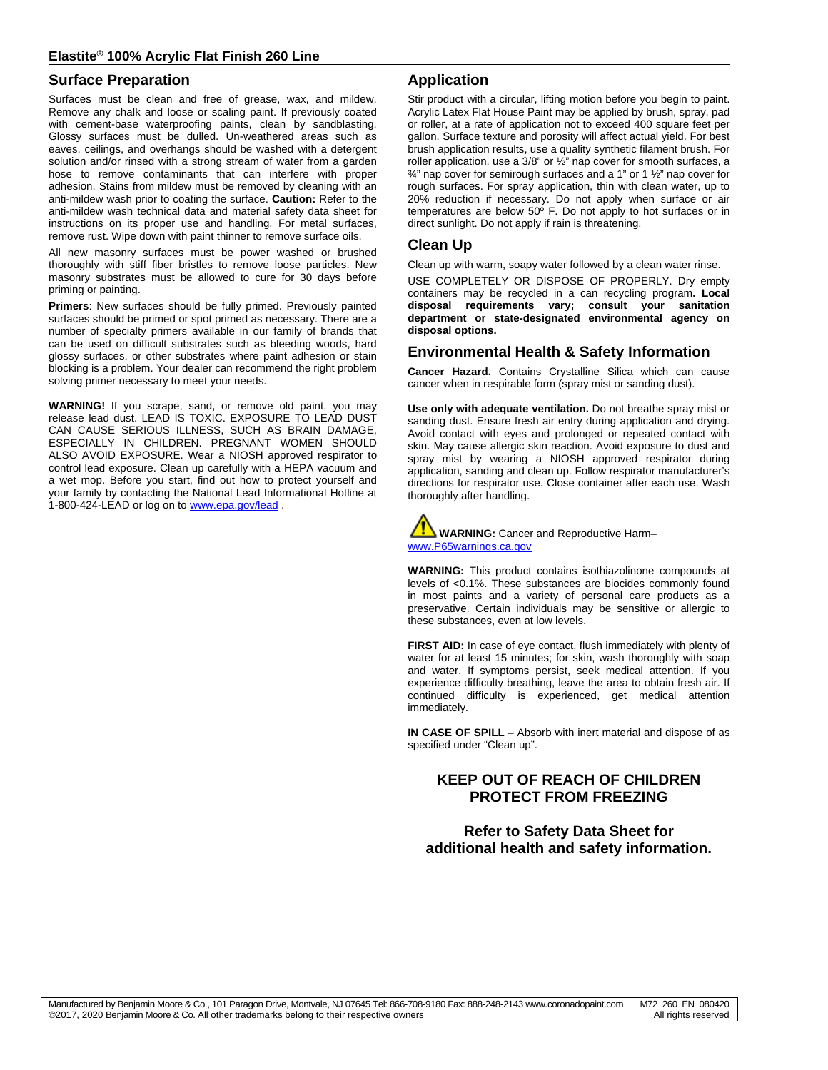## Surface Preparation

Surfaces must be clean and free of grease, wax, and mildew. Remove any chalk and loose or scaling paint. If previously coated with cement-base waterproofing paints, clean by sandblasting. Glossy surfaces must be dulled. Un-weathered areas such as eaves, ceilings, and overhangs should be washed with a detergent solution and/or rinsed with a strong stream of water from a garden hose to remove contaminants that can interfere with proper adhesion. Stains from mildew must be removed by cleaning with an anti-mildew wash prior to coating the surface. **Caution:** Refer to the anti-mildew wash technical data and material safety data sheet for instructions on its proper use and handling. For metal surfaces, remove rust. Wipe down with paint thinner to remove surface oils.

All new masonry surfaces must be power washed or brushed thoroughly with stiff fiber bristles to remove loose particles. New masonry substrates must be allowed to cure for 30 days before priming or painting.

**Primers**: New surfaces should be fully primed. Previously painted surfaces should be primed or spot primed as necessary. There are a number of specialty primers available in our family of brands that can be used on difficult substrates such as bleeding woods, hard glossy surfaces, or other substrates where paint adhesion or stain blocking is a problem. Your dealer can recommend the right problem solving primer necessary to meet your needs.

**WARNING!** If you scrape, sand, or remove old paint, you may release lead dust. LEAD IS TOXIC. EXPOSURE TO LEAD DUST CAN CAUSE SERIOUS ILLNESS, SUCH AS BRAIN DAMAGE, ESPECIALLY IN CHILDREN. PREGNANT WOMEN SHOULD ALSO AVOID EXPOSURE. Wear a NIOSH approved respirator to control lead exposure. Clean up carefully with a HEPA vacuum and a wet mop. Before you start, find out how to protect yourself and your family by contacting the National Lead Informational Hotline at 1-800-424-LEAD or log on to www.epa.gov/lead .

## Application

Stir product with a circular, lifting motion before you begin to paint. Acrylic Latex Flat House Paint may be applied by brush, spray, pad or roller, at a rate of application not to exceed 400 square feet per gallon. Surface texture and porosity will affect actual yield. For best brush application results, use a quality synthetic filament brush. For roller application, use a 3/8" or ½" nap cover for smooth surfaces, a ¾" nap cover for semirough surfaces and a 1" or 1 ½" nap cover for rough surfaces. For spray application, thin with clean water, up to 20% reduction if necessary. Do not apply when surface or air temperatures are below 50º F. Do not apply to hot surfaces or in direct sunlight. Do not apply if rain is threatening.

## Clean Up

Clean up with warm, soapy water followed by a clean water rinse.

USE COMPLETELY OR DISPOSE OF PROPERLY. Dry empty containers may be recycled in a can recycling program**. Local disposal requirements vary; consult your sanitation department or state-designated environmental agency on disposal options.**

## Environmental Health & Safety Information

**Cancer Hazard.** Contains Crystalline Silica which can cause cancer when in respirable form (spray mist or sanding dust).

**Use only with adequate ventilation.** Do not breathe spray mist or sanding dust. Ensure fresh air entry during application and drying. Avoid contact with eyes and prolonged or repeated contact with skin. May cause allergic skin reaction. Avoid exposure to dust and spray mist by wearing a NIOSH approved respirator during application, sanding and clean up. Follow respirator manufacturer's directions for respirator use. Close container after each use. Wash thoroughly after handling.

**WARNING:** Cancer and Reproductive Harm– www.P65warnings.ca.gov

**WARNING:** This product contains isothiazolinone compounds at levels of <0.1%. These substances are biocides commonly found in most paints and a variety of personal care products as a preservative. Certain individuals may be sensitive or allergic to these substances, even at low levels.

**FIRST AID:** In case of eye contact, flush immediately with plenty of water for at least 15 minutes; for skin, wash thoroughly with soap and water. If symptoms persist, seek medical attention. If you experience difficulty breathing, leave the area to obtain fresh air. If continued difficulty is experienced, get medical attention immediately.

**IN CASE OF SPILL** – Absorb with inert material and dispose of as specified under "Clean up".

**KEEP OUT OF REACH OF CHILDREN**
**PROTECT FROM FREEZING**

**Refer to Safety Data Sheet for additional health and safety information.**

Manufactured by Benjamin Moore & Co., 101 Paragon Drive, Montvale, NJ 07645 Tel: 866-708-9180 Fax: 888-248-2143 www.coronadopaint.com M72 260 EN 080420
©2017, 2020 Benjamin Moore & Co. All other trademarks belong to their respective owners All rights reserved